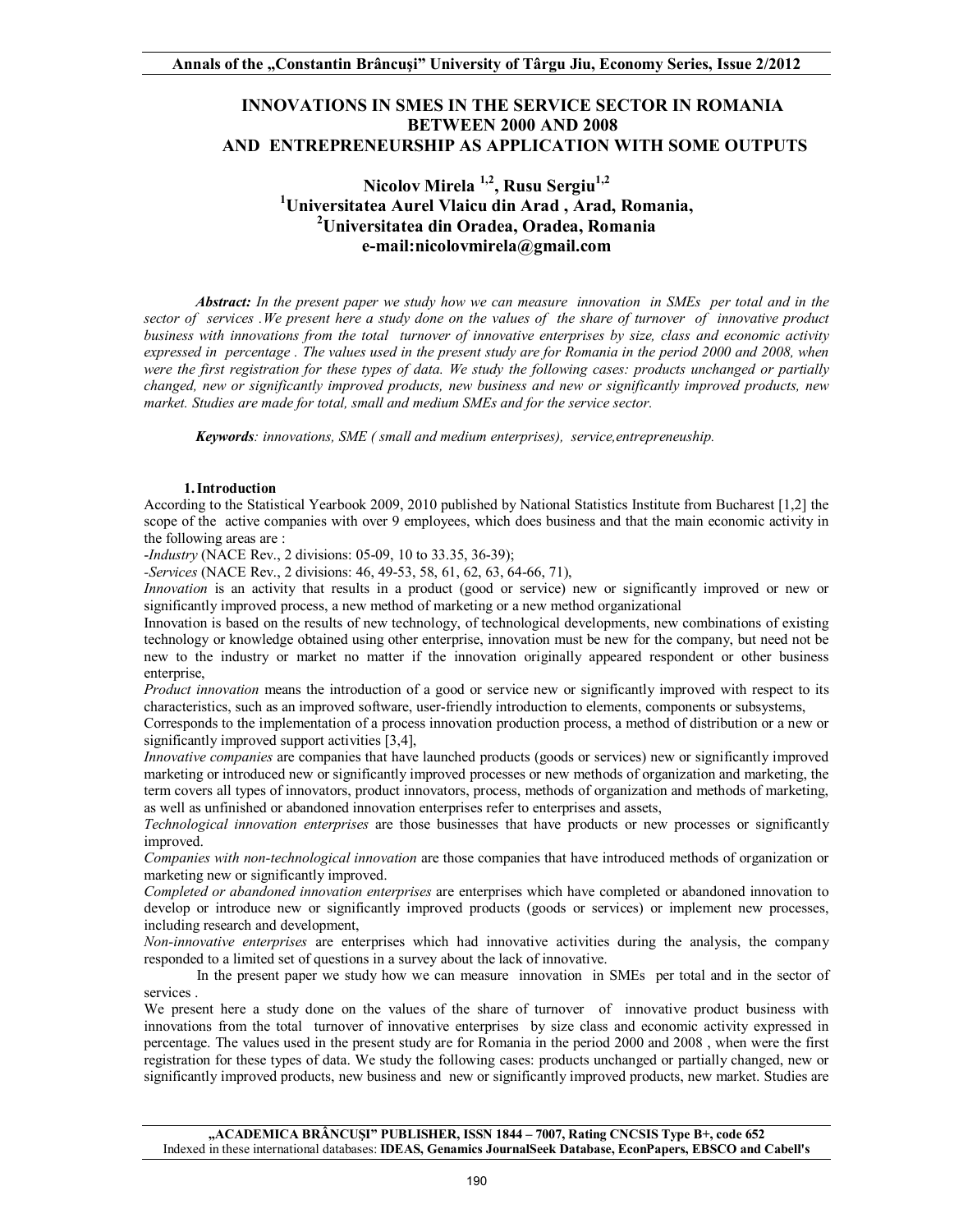# INNOVATIONS IN SMES IN THE SERVICE SECTOR IN ROMANIA BETWEEN 2000 AND 2008 AND ENTREPRENEURSHIP AS APPLICATION WITH SOME OUTPUTS

**Nicolov Mirela [1,2], Rusu Sergiu[1,2]**
**[1]Universitatea Aurel Vlaicu din Arad , Arad, Romania,**
**[2]Universitatea din Oradea, Oradea, Romania**
**e-mail:nicolovmirela@gmail.com**

***Abstract:*** *In the present paper we study how we can measure innovation in SMEs per total and in the sector of services .We present here a study done on the values of the share of turnover of innovative product business with innovations from the total turnover of innovative enterprises by size, class and economic activity expressed in percentage . The values used in the present study are for Romania in the period 2000 and 2008, when were the first registration for these types of data. We study the following cases: products unchanged or partially changed, new or significantly improved products, new business and new or significantly improved products, new market. Studies are made for total, small and medium SMEs and for the service sector.*

***Keywords****: innovations, SME ( small and medium enterprises), service,entrepreneuship.*

## 1. Introduction

According to the Statistical Yearbook 2009, 2010 published by National Statistics Institute from Bucharest [1,2] the scope of the active companies with over 9 employees, which does business and that the main economic activity in the following areas are :

-*Industry* (NACE Rev., 2 divisions: 05-09, 10 to 33.35, 36-39);

-*Services* (NACE Rev., 2 divisions: 46, 49-53, 58, 61, 62, 63, 64-66, 71),

*Innovation* is an activity that results in a product (good or service) new or significantly improved or new or significantly improved process, a new method of marketing or a new method organizational

Innovation is based on the results of new technology, of technological developments, new combinations of existing technology or knowledge obtained using other enterprise, innovation must be new for the company, but need not be new to the industry or market no matter if the innovation originally appeared respondent or other business enterprise,

*Product innovation* means the introduction of a good or service new or significantly improved with respect to its characteristics, such as an improved software, user-friendly introduction to elements, components or subsystems,

Corresponds to the implementation of a process innovation production process, a method of distribution or a new or significantly improved support activities [3,4],

*Innovative companies* are companies that have launched products (goods or services) new or significantly improved marketing or introduced new or significantly improved processes or new methods of organization and marketing, the term covers all types of innovators, product innovators, process, methods of organization and methods of marketing, as well as unfinished or abandoned innovation enterprises refer to enterprises and assets,

*Technological innovation enterprises* are those businesses that have products or new processes or significantly improved.

*Companies with non-technological innovation* are those companies that have introduced methods of organization or marketing new or significantly improved.

*Completed or abandoned innovation enterprises* are enterprises which have completed or abandoned innovation to develop or introduce new or significantly improved products (goods or services) or implement new processes, including research and development,

*Non-innovative enterprises* are enterprises which had innovative activities during the analysis, the company responded to a limited set of questions in a survey about the lack of innovative.

In the present paper we study how we can measure innovation in SMEs per total and in the sector of services .

We present here a study done on the values of the share of turnover of innovative product business with innovations from the total turnover of innovative enterprises by size class and economic activity expressed in percentage. The values used in the present study are for Romania in the period 2000 and 2008 , when were the first registration for these types of data. We study the following cases: products unchanged or partially changed, new or significantly improved products, new business and new or significantly improved products, new market. Studies are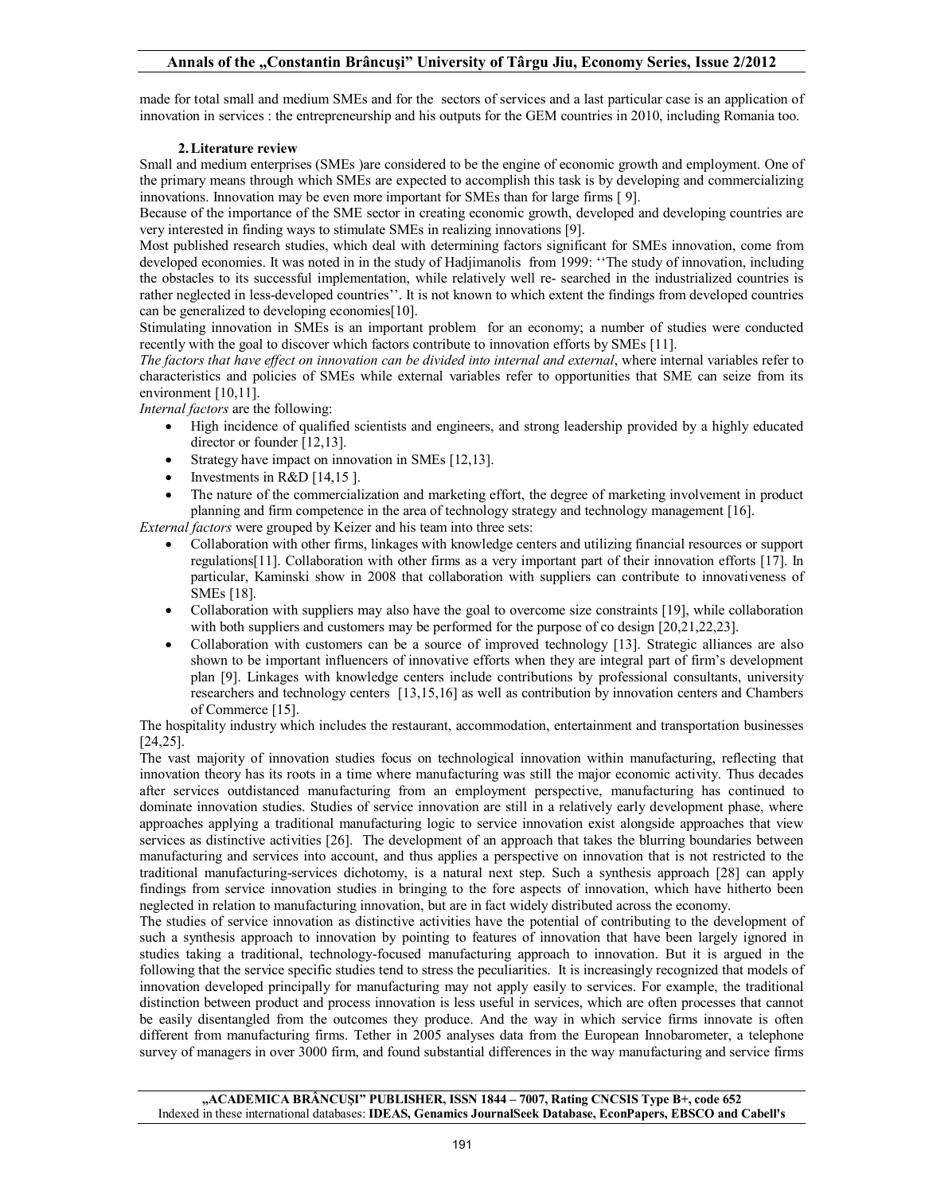made for total small and medium SMEs and for the sectors of services and a last particular case is an application of innovation in services : the entrepreneurship and his outputs for the GEM countries in 2010, including Romania too.

## 2. Literature review

Small and medium enterprises (SMEs )are considered to be the engine of economic growth and employment. One of the primary means through which SMEs are expected to accomplish this task is by developing and commercializing innovations. Innovation may be even more important for SMEs than for large firms [ 9].

Because of the importance of the SME sector in creating economic growth, developed and developing countries are very interested in finding ways to stimulate SMEs in realizing innovations [9].

Most published research studies, which deal with determining factors significant for SMEs innovation, come from developed economies. It was noted in in the study of Hadjimanolis from 1999: ''The study of innovation, including the obstacles to its successful implementation, while relatively well re- searched in the industrialized countries is rather neglected in less-developed countries''. It is not known to which extent the findings from developed countries can be generalized to developing economies[10].

Stimulating innovation in SMEs is an important problem for an economy; a number of studies were conducted recently with the goal to discover which factors contribute to innovation efforts by SMEs [11].

*The factors that have effect on innovation can be divided into internal and external*, where internal variables refer to characteristics and policies of SMEs while external variables refer to opportunities that SME can seize from its environment [10,11].

*Internal factors* are the following:

- High incidence of qualified scientists and engineers, and strong leadership provided by a highly educated director or founder [12,13].
- Strategy have impact on innovation in SMEs [12,13].
- Investments in R&D [14,15 ].
- The nature of the commercialization and marketing effort, the degree of marketing involvement in product planning and firm competence in the area of technology strategy and technology management [16].

*External factors* were grouped by Keizer and his team into three sets:

- Collaboration with other firms, linkages with knowledge centers and utilizing financial resources or support regulations[11]. Collaboration with other firms as a very important part of their innovation efforts [17]. In particular, Kaminski show in 2008 that collaboration with suppliers can contribute to innovativeness of SMEs [18].
- Collaboration with suppliers may also have the goal to overcome size constraints [19], while collaboration with both suppliers and customers may be performed for the purpose of co design [20,21,22,23].
- Collaboration with customers can be a source of improved technology [13]. Strategic alliances are also shown to be important influencers of innovative efforts when they are integral part of firm's development plan [9]. Linkages with knowledge centers include contributions by professional consultants, university researchers and technology centers [13,15,16] as well as contribution by innovation centers and Chambers of Commerce [15].

The hospitality industry which includes the restaurant, accommodation, entertainment and transportation businesses [24,25].

The vast majority of innovation studies focus on technological innovation within manufacturing, reflecting that innovation theory has its roots in a time where manufacturing was still the major economic activity. Thus decades after services outdistanced manufacturing from an employment perspective, manufacturing has continued to dominate innovation studies. Studies of service innovation are still in a relatively early development phase, where approaches applying a traditional manufacturing logic to service innovation exist alongside approaches that view services as distinctive activities [26]. The development of an approach that takes the blurring boundaries between manufacturing and services into account, and thus applies a perspective on innovation that is not restricted to the traditional manufacturing-services dichotomy, is a natural next step. Such a synthesis approach [28] can apply findings from service innovation studies in bringing to the fore aspects of innovation, which have hitherto been neglected in relation to manufacturing innovation, but are in fact widely distributed across the economy.

The studies of service innovation as distinctive activities have the potential of contributing to the development of such a synthesis approach to innovation by pointing to features of innovation that have been largely ignored in studies taking a traditional, technology-focused manufacturing approach to innovation. But it is argued in the following that the service specific studies tend to stress the peculiarities. It is increasingly recognized that models of innovation developed principally for manufacturing may not apply easily to services. For example, the traditional distinction between product and process innovation is less useful in services, which are often processes that cannot be easily disentangled from the outcomes they produce. And the way in which service firms innovate is often different from manufacturing firms. Tether in 2005 analyses data from the European Innobarometer, a telephone survey of managers in over 3000 firm, and found substantial differences in the way manufacturing and service firms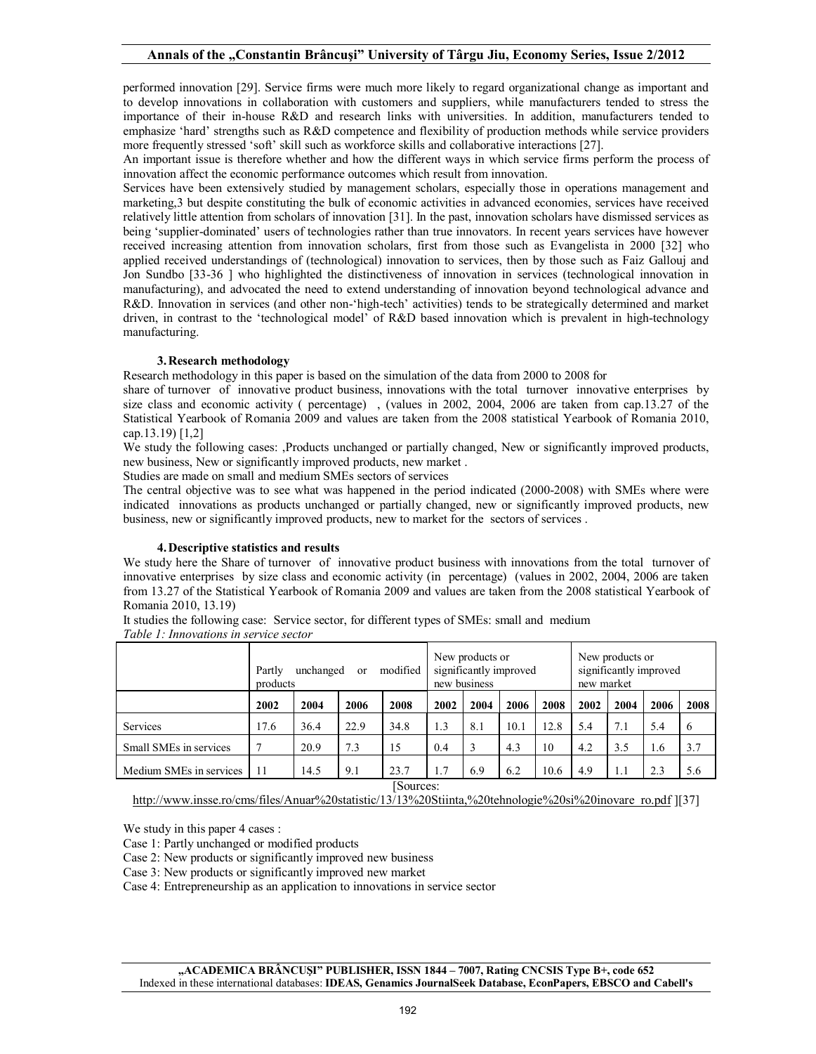performed innovation [29]. Service firms were much more likely to regard organizational change as important and to develop innovations in collaboration with customers and suppliers, while manufacturers tended to stress the importance of their in-house R&D and research links with universities. In addition, manufacturers tended to emphasize 'hard' strengths such as R&D competence and flexibility of production methods while service providers more frequently stressed 'soft' skill such as workforce skills and collaborative interactions [27].

An important issue is therefore whether and how the different ways in which service firms perform the process of innovation affect the economic performance outcomes which result from innovation.

Services have been extensively studied by management scholars, especially those in operations management and marketing,3 but despite constituting the bulk of economic activities in advanced economies, services have received relatively little attention from scholars of innovation [31]. In the past, innovation scholars have dismissed services as being 'supplier-dominated' users of technologies rather than true innovators. In recent years services have however received increasing attention from innovation scholars, first from those such as Evangelista in 2000 [32] who applied received understandings of (technological) innovation to services, then by those such as Faiz Gallouj and Jon Sundbo [33-36 ] who highlighted the distinctiveness of innovation in services (technological innovation in manufacturing), and advocated the need to extend understanding of innovation beyond technological advance and R&D. Innovation in services (and other non-'high-tech' activities) tends to be strategically determined and market driven, in contrast to the 'technological model' of R&D based innovation which is prevalent in high-technology manufacturing.

## 3. Research methodology

Research methodology in this paper is based on the simulation of the data from 2000 to 2008 for share of turnover of innovative product business, innovations with the total turnover innovative enterprises by size class and economic activity ( percentage) , (values in 2002, 2004, 2006 are taken from cap.13.27 of the Statistical Yearbook of Romania 2009 and values are taken from the 2008 statistical Yearbook of Romania 2010, cap.13.19) [1,2]

We study the following cases: ,Products unchanged or partially changed, New or significantly improved products, new business, New or significantly improved products, new market .

Studies are made on small and medium SMEs sectors of services

The central objective was to see what was happened in the period indicated (2000-2008) with SMEs where were indicated innovations as products unchanged or partially changed, new or significantly improved products, new business, new or significantly improved products, new to market for the sectors of services .

## 4. Descriptive statistics and results

We study here the Share of turnover of innovative product business with innovations from the total turnover of innovative enterprises by size class and economic activity (in percentage) (values in 2002, 2004, 2006 are taken from 13.27 of the Statistical Yearbook of Romania 2009 and values are taken from the 2008 statistical Yearbook of Romania 2010, 13.19)

It studies the following case: Service sector, for different types of SMEs: small and medium

*Table 1: Innovations in service sector*

| | Partly unchanged or modified products | | | | New products or significantly improved new business | | | | New products or significantly improved new market | | | |
|---|---|---|---|---|---|---|---|---|---|---|---|---|
| | **2002** | **2004** | **2006** | **2008** | **2002** | **2004** | **2006** | **2008** | **2002** | **2004** | **2006** | **2008** |
| Services | 17.6 | 36.4 | 22.9 | 34.8 | 1.3 | 8.1 | 10.1 | 12.8 | 5.4 | 7.1 | 5.4 | 6 |
| Small SMEs in services | 7 | 20.9 | 7.3 | 15 | 0.4 | 3 | 4.3 | 10 | 4.2 | 3.5 | 1.6 | 3.7 |
| Medium SMEs in services | 11 | 14.5 | 9.1 | 23.7 | 1.7 | 6.9 | 6.2 | 10.6 | 4.9 | 1.1 | 2.3 | 5.6 |

[Sources: http://www.insse.ro/cms/files/Anuar%20statistic/13/13%20Stiinta,%20tehnologie%20si%20inovare_ro.pdf ][37]

We study in this paper 4 cases :

Case 1: Partly unchanged or modified products

Case 2: New products or significantly improved new business

Case 3: New products or significantly improved new market

Case 4: Entrepreneurship as an application to innovations in service sector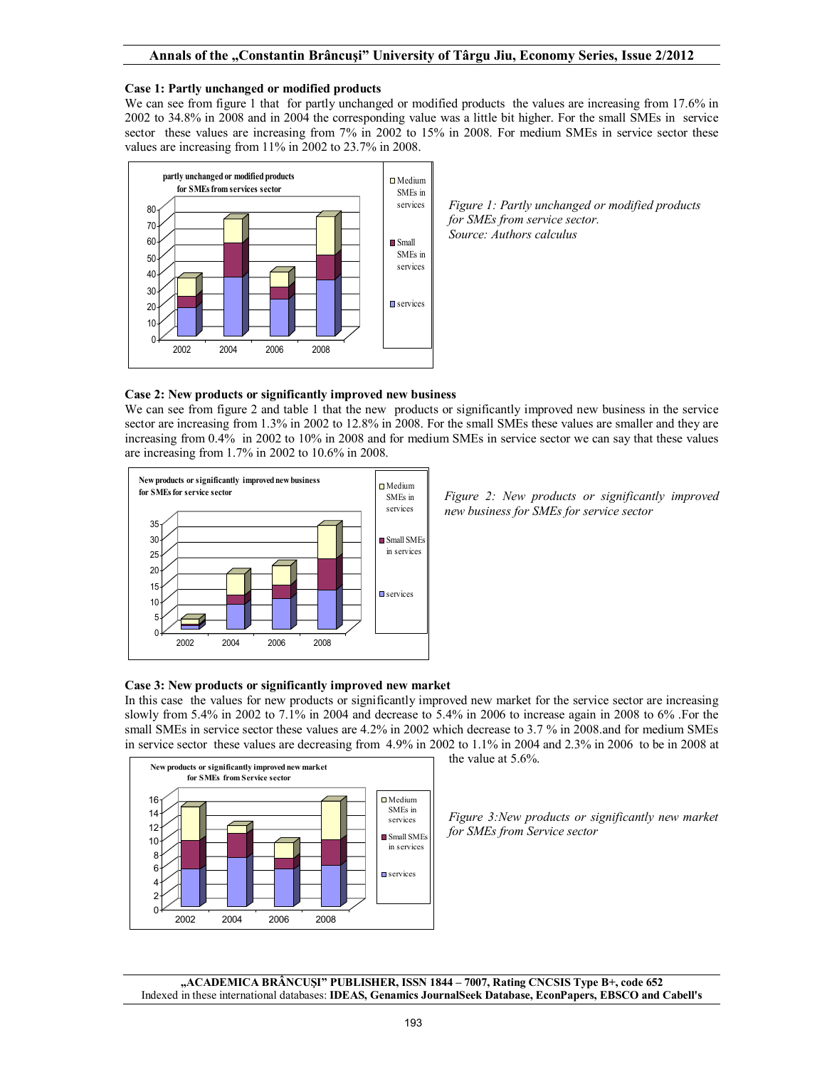**Case 1: Partly unchanged or modified products**

We can see from figure 1 that for partly unchanged or modified products the values are increasing from 17.6% in 2002 to 34.8% in 2008 and in 2004 the corresponding value was a little bit higher. For the small SMEs in service sector these values are increasing from 7% in 2002 to 15% in 2008. For medium SMEs in service sector these values are increasing from 11% in 2002 to 23.7% in 2008.

*Figure 1: Partly unchanged or modified products for SMEs from service sector.*
*Source: Authors calculus*

**Case 2: New products or significantly improved new business**

We can see from figure 2 and table 1 that the new products or significantly improved new business in the service sector are increasing from 1.3% in 2002 to 12.8% in 2008. For the small SMEs these values are smaller and they are increasing from 0.4% in 2002 to 10% in 2008 and for medium SMEs in service sector we can say that these values are increasing from 1.7% in 2002 to 10.6% in 2008.

*Figure 2: New products or significantly improved new business for SMEs for service sector*

**Case 3: New products or significantly improved new market**

In this case the values for new products or significantly improved new market for the service sector are increasing slowly from 5.4% in 2002 to 7.1% in 2004 and decrease to 5.4% in 2006 to increase again in 2008 to 6% .For the small SMEs in service sector these values are 4.2% in 2002 which decrease to 3.7 % in 2008.and for medium SMEs in service sector these values are decreasing from 4.9% in 2002 to 1.1% in 2004 and 2.3% in 2006 to be in 2008 at the value at 5.6%.

*Figure 3:New products or significantly new market for SMEs from Service sector*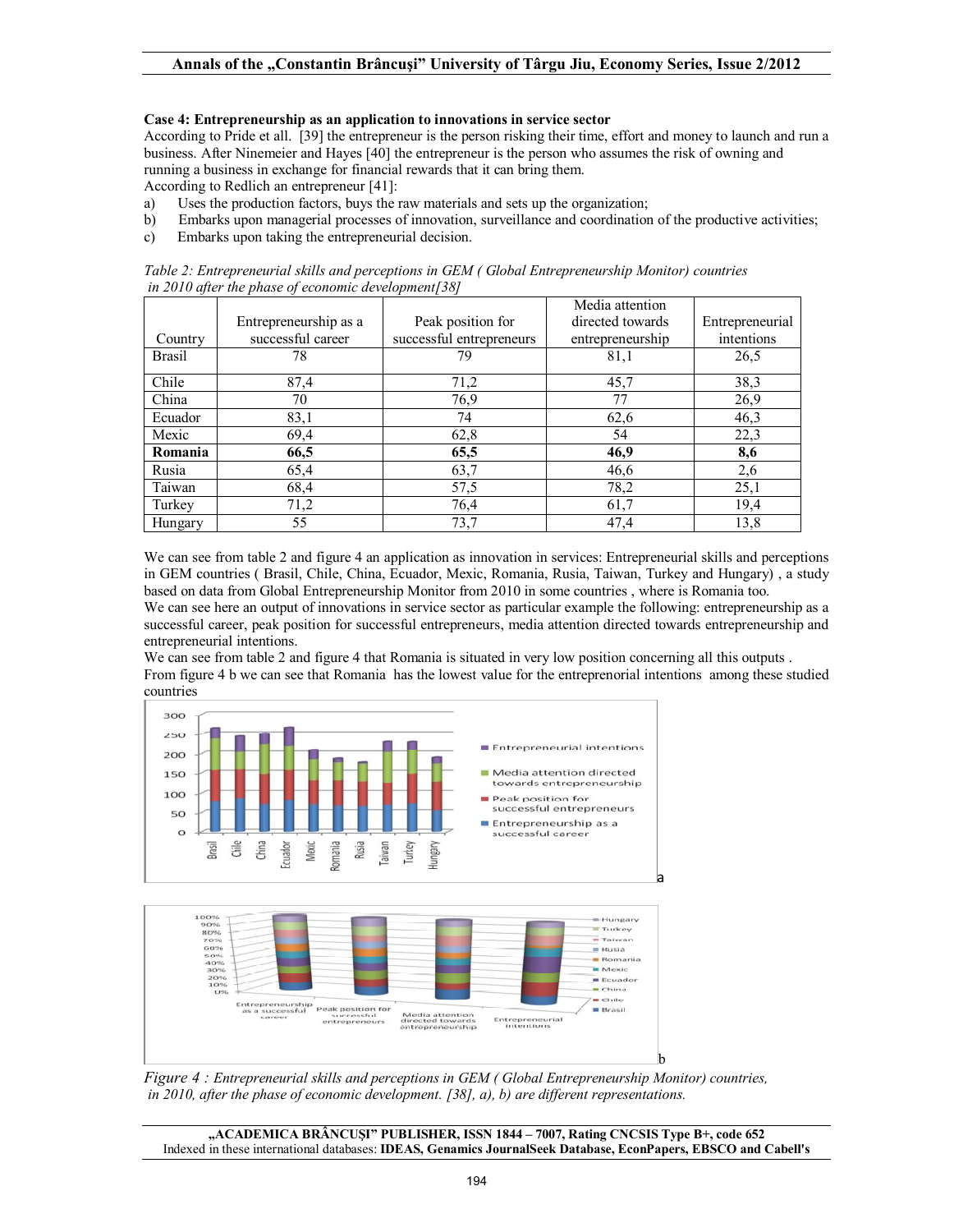**Case 4: Entrepreneurship as an application to innovations in service sector**

According to Pride et all. [39] the entrepreneur is the person risking their time, effort and money to launch and run a business. After Ninemeier and Hayes [40] the entrepreneur is the person who assumes the risk of owning and running a business in exchange for financial rewards that it can bring them.

According to Redlich an entrepreneur [41]:

a) Uses the production factors, buys the raw materials and sets up the organization;
b) Embarks upon managerial processes of innovation, surveillance and coordination of the productive activities;
c) Embarks upon taking the entrepreneurial decision.

*Table 2: Entrepreneurial skills and perceptions in GEM ( Global Entrepreneurship Monitor) countries in 2010 after the phase of economic development[38]*

| Country | Entrepreneurship as a successful career | Peak position for successful entrepreneurs | Media attention directed towards entrepreneurship | Entrepreneurial intentions |
|---|---|---|---|---|
| Brasil | 78 | 79 | 81,1 | 26,5 |
| Chile | 87,4 | 71,2 | 45,7 | 38,3 |
| China | 70 | 76,9 | 77 | 26,9 |
| Ecuador | 83,1 | 74 | 62,6 | 46,3 |
| Mexic | 69,4 | 62,8 | 54 | 22,3 |
| **Romania** | **66,5** | **65,5** | **46,9** | **8,6** |
| Rusia | 65,4 | 63,7 | 46,6 | 2,6 |
| Taiwan | 68,4 | 57,5 | 78,2 | 25,1 |
| Turkey | 71,2 | 76,4 | 61,7 | 19,4 |
| Hungary | 55 | 73,7 | 47,4 | 13,8 |

We can see from table 2 and figure 4 an application as innovation in services: Entrepreneurial skills and perceptions in GEM countries ( Brasil, Chile, China, Ecuador, Mexic, Romania, Rusia, Taiwan, Turkey and Hungary) , a study based on data from Global Entrepreneurship Monitor from 2010 in some countries , where is Romania too.

We can see here an output of innovations in service sector as particular example the following: entrepreneurship as a successful career, peak position for successful entrepreneurs, media attention directed towards entrepreneurship and entrepreneurial intentions.

We can see from table 2 and figure 4 that Romania is situated in very low position concerning all this outputs .

From figure 4 b we can see that Romania has the lowest value for the entreprenorial intentions among these studied countries

*Figure 4 : Entrepreneurial skills and perceptions in GEM ( Global Entrepreneurship Monitor) countries, in 2010, after the phase of economic development. [38], a), b) are different representations.*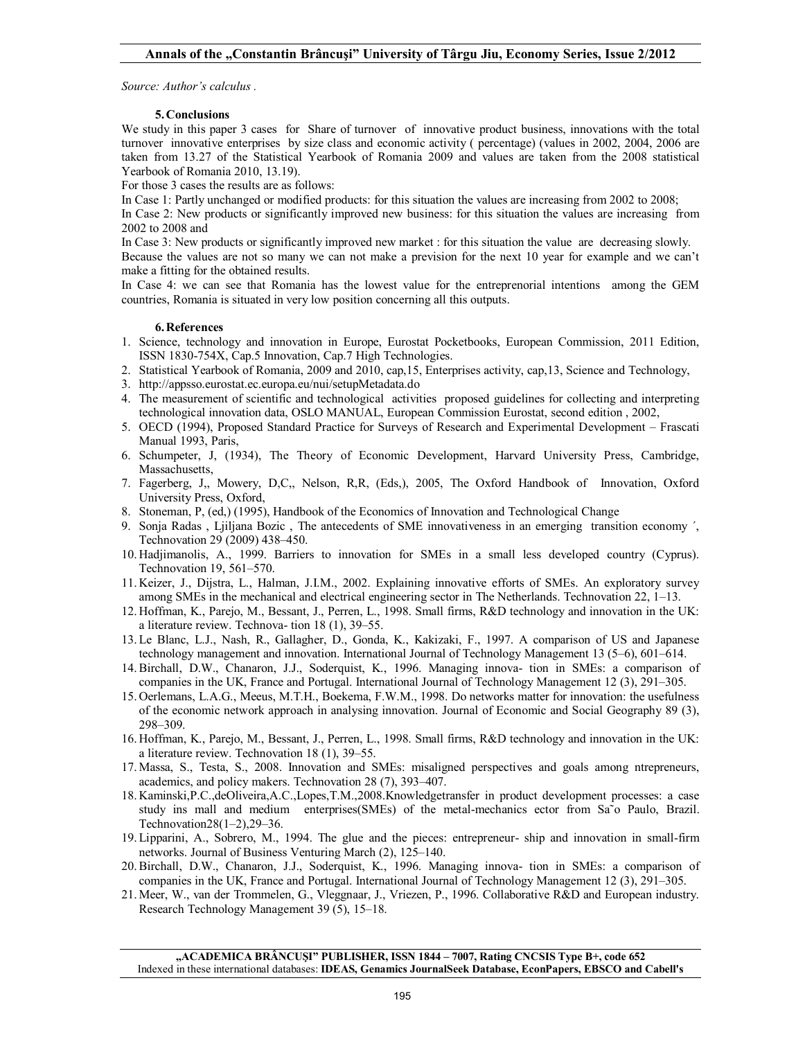*Source: Author's calculus .*

### 5. Conclusions

We study in this paper 3 cases for Share of turnover of innovative product business, innovations with the total turnover innovative enterprises by size class and economic activity ( percentage) (values in 2002, 2004, 2006 are taken from 13.27 of the Statistical Yearbook of Romania 2009 and values are taken from the 2008 statistical Yearbook of Romania 2010, 13.19).

For those 3 cases the results are as follows:

In Case 1: Partly unchanged or modified products: for this situation the values are increasing from 2002 to 2008;

In Case 2: New products or significantly improved new business: for this situation the values are increasing from 2002 to 2008 and

In Case 3: New products or significantly improved new market : for this situation the value are decreasing slowly.

Because the values are not so many we can not make a prevision for the next 10 year for example and we can't make a fitting for the obtained results.

In Case 4: we can see that Romania has the lowest value for the entreprenorial intentions among the GEM countries, Romania is situated in very low position concerning all this outputs.

### 6. References

1. Science, technology and innovation in Europe, Eurostat Pocketbooks, European Commission, 2011 Edition, ISSN 1830-754X, Cap.5 Innovation, Cap.7 High Technologies.
2. Statistical Yearbook of Romania, 2009 and 2010, cap,15, Enterprises activity, cap,13, Science and Technology,
3. http://appsso.eurostat.ec.europa.eu/nui/setupMetadata.do
4. The measurement of scientific and technological activities proposed guidelines for collecting and interpreting technological innovation data, OSLO MANUAL, European Commission Eurostat, second edition , 2002,
5. OECD (1994), Proposed Standard Practice for Surveys of Research and Experimental Development – Frascati Manual 1993, Paris,
6. Schumpeter, J, (1934), The Theory of Economic Development, Harvard University Press, Cambridge, Massachusetts,
7. Fagerberg, J,, Mowery, D,C,, Nelson, R,R, (Eds,), 2005, The Oxford Handbook of Innovation, Oxford University Press, Oxford,
8. Stoneman, P, (ed,) (1995), Handbook of the Economics of Innovation and Technological Change
9. Sonja Radas , Ljiljana Bozic , The antecedents of SME innovativeness in an emerging transition economy ´, Technovation 29 (2009) 438–450.
10. Hadjimanolis, A., 1999. Barriers to innovation for SMEs in a small less developed country (Cyprus). Technovation 19, 561–570.
11. Keizer, J., Dijstra, L., Halman, J.I.M., 2002. Explaining innovative efforts of SMEs. An exploratory survey among SMEs in the mechanical and electrical engineering sector in The Netherlands. Technovation 22, 1–13.
12. Hoffman, K., Parejo, M., Bessant, J., Perren, L., 1998. Small firms, R&D technology and innovation in the UK: a literature review. Technova- tion 18 (1), 39–55.
13. Le Blanc, L.J., Nash, R., Gallagher, D., Gonda, K., Kakizaki, F., 1997. A comparison of US and Japanese technology management and innovation. International Journal of Technology Management 13 (5–6), 601–614.
14. Birchall, D.W., Chanaron, J.J., Soderquist, K., 1996. Managing innova- tion in SMEs: a comparison of companies in the UK, France and Portugal. International Journal of Technology Management 12 (3), 291–305.
15. Oerlemans, L.A.G., Meeus, M.T.H., Boekema, F.W.M., 1998. Do networks matter for innovation: the usefulness of the economic network approach in analysing innovation. Journal of Economic and Social Geography 89 (3), 298–309.
16. Hoffman, K., Parejo, M., Bessant, J., Perren, L., 1998. Small firms, R&D technology and innovation in the UK: a literature review. Technovation 18 (1), 39–55.
17. Massa, S., Testa, S., 2008. Innovation and SMEs: misaligned perspectives and goals among ntrepreneurs, academics, and policy makers. Technovation 28 (7), 393–407.
18. Kaminski,P.C.,deOliveira,A.C.,Lopes,T.M.,2008.Knowledgetransfer in product development processes: a case study ins mall and medium enterprises(SMEs) of the metal-mechanics ector from Sa˜o Paulo, Brazil. Technovation28(1–2),29–36.
19. Lipparini, A., Sobrero, M., 1994. The glue and the pieces: entrepreneur- ship and innovation in small-firm networks. Journal of Business Venturing March (2), 125–140.
20. Birchall, D.W., Chanaron, J.J., Soderquist, K., 1996. Managing innova- tion in SMEs: a comparison of companies in the UK, France and Portugal. International Journal of Technology Management 12 (3), 291–305.
21. Meer, W., van der Trommelen, G., Vleggnaar, J., Vriezen, P., 1996. Collaborative R&D and European industry. Research Technology Management 39 (5), 15–18.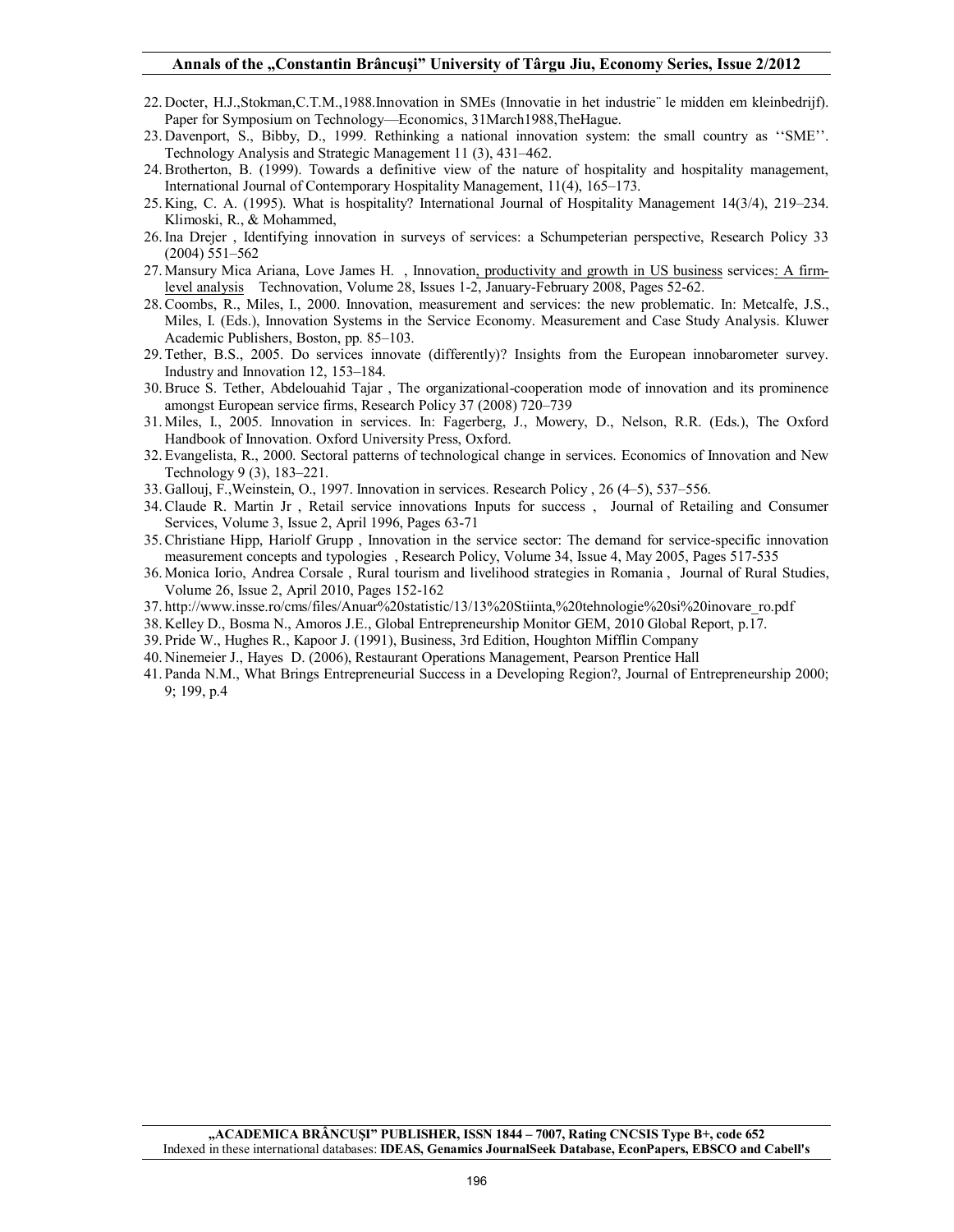22. Docter, H.J.,Stokman,C.T.M.,1988.Innovation in SMEs (Innovatie in het industrie¨ le midden em kleinbedrijf). Paper for Symposium on Technology—Economics, 31March1988,TheHague.
23. Davenport, S., Bibby, D., 1999. Rethinking a national innovation system: the small country as ''SME''. Technology Analysis and Strategic Management 11 (3), 431–462.
24. Brotherton, B. (1999). Towards a definitive view of the nature of hospitality and hospitality management, International Journal of Contemporary Hospitality Management, 11(4), 165–173.
25. King, C. A. (1995). What is hospitality? International Journal of Hospitality Management 14(3/4), 219–234. Klimoski, R., & Mohammed,
26. Ina Drejer , Identifying innovation in surveys of services: a Schumpeterian perspective, Research Policy 33 (2004) 551–562
27. Mansury Mica Ariana, Love James H. , Innovation, productivity and growth in US business services: A firm-level analysis Technovation, Volume 28, Issues 1-2, January-February 2008, Pages 52-62.
28. Coombs, R., Miles, I., 2000. Innovation, measurement and services: the new problematic. In: Metcalfe, J.S., Miles, I. (Eds.), Innovation Systems in the Service Economy. Measurement and Case Study Analysis. Kluwer Academic Publishers, Boston, pp. 85–103.
29. Tether, B.S., 2005. Do services innovate (differently)? Insights from the European innobarometer survey. Industry and Innovation 12, 153–184.
30. Bruce S. Tether, Abdelouahid Tajar , The organizational-cooperation mode of innovation and its prominence amongst European service firms, Research Policy 37 (2008) 720–739
31. Miles, I., 2005. Innovation in services. In: Fagerberg, J., Mowery, D., Nelson, R.R. (Eds.), The Oxford Handbook of Innovation. Oxford University Press, Oxford.
32. Evangelista, R., 2000. Sectoral patterns of technological change in services. Economics of Innovation and New Technology 9 (3), 183–221.
33. Gallouj, F.,Weinstein, O., 1997. Innovation in services. Research Policy , 26 (4–5), 537–556.
34. Claude R. Martin Jr , Retail service innovations Inputs for success , Journal of Retailing and Consumer Services, Volume 3, Issue 2, April 1996, Pages 63-71
35. Christiane Hipp, Hariolf Grupp , Innovation in the service sector: The demand for service-specific innovation measurement concepts and typologies , Research Policy, Volume 34, Issue 4, May 2005, Pages 517-535
36. Monica Iorio, Andrea Corsale , Rural tourism and livelihood strategies in Romania , Journal of Rural Studies, Volume 26, Issue 2, April 2010, Pages 152-162
37. http://www.insse.ro/cms/files/Anuar%20statistic/13/13%20Stiinta,%20tehnologie%20si%20inovare_ro.pdf
38. Kelley D., Bosma N., Amoros J.E., Global Entrepreneurship Monitor GEM, 2010 Global Report, p.17.
39. Pride W., Hughes R., Kapoor J. (1991), Business, 3rd Edition, Houghton Mifflin Company
40. Ninemeier J., Hayes D. (2006), Restaurant Operations Management, Pearson Prentice Hall
41. Panda N.M., What Brings Entrepreneurial Success in a Developing Region?, Journal of Entrepreneurship 2000; 9; 199, p.4